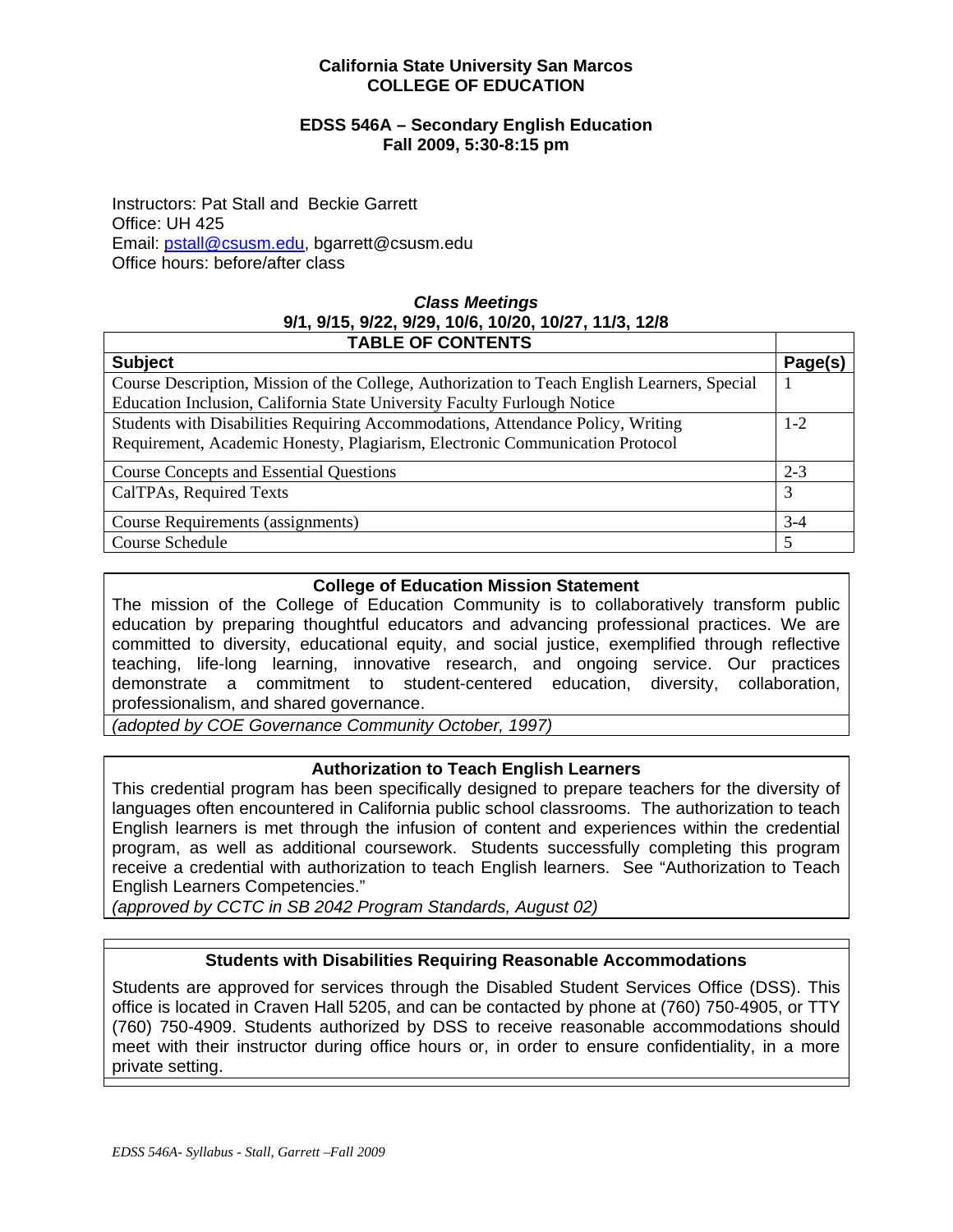**California State University San Marcos**
**COLLEGE OF EDUCATION**

**EDSS 546A – Secondary English Education**
**Fall 2009, 5:30-8:15 pm**

Instructors: Pat Stall and Beckie Garrett
Office: UH 425
Email: pstall@csusm.edu, bgarrett@csusm.edu
Office hours: before/after class

***Class Meetings***
**9/1, 9/15, 9/22, 9/29, 10/6, 10/20, 10/27, 11/3, 12/8**

| TABLE OF CONTENTS | |
|---|---|
| **Subject** | **Page(s)** |
| Course Description, Mission of the College, Authorization to Teach English Learners, Special Education Inclusion, California State University Faculty Furlough Notice | 1 |
| Students with Disabilities Requiring Accommodations, Attendance Policy, Writing Requirement, Academic Honesty, Plagiarism, Electronic Communication Protocol | 1-2 |
| Course Concepts and Essential Questions | 2-3 |
| CalTPAs, Required Texts | 3 |
| Course Requirements (assignments) | 3-4 |
| Course Schedule | 5 |

## College of Education Mission Statement

The mission of the College of Education Community is to collaboratively transform public education by preparing thoughtful educators and advancing professional practices. We are committed to diversity, educational equity, and social justice, exemplified through reflective teaching, life-long learning, innovative research, and ongoing service. Our practices demonstrate a commitment to student-centered education, diversity, collaboration, professionalism, and shared governance.

*(adopted by COE Governance Community October, 1997)*

## Authorization to Teach English Learners

This credential program has been specifically designed to prepare teachers for the diversity of languages often encountered in California public school classrooms. The authorization to teach English learners is met through the infusion of content and experiences within the credential program, as well as additional coursework. Students successfully completing this program receive a credential with authorization to teach English learners. See "Authorization to Teach English Learners Competencies."

*(approved by CCTC in SB 2042 Program Standards, August 02)*

## Students with Disabilities Requiring Reasonable Accommodations

Students are approved for services through the Disabled Student Services Office (DSS). This office is located in Craven Hall 5205, and can be contacted by phone at (760) 750-4905, or TTY (760) 750-4909. Students authorized by DSS to receive reasonable accommodations should meet with their instructor during office hours or, in order to ensure confidentiality, in a more private setting.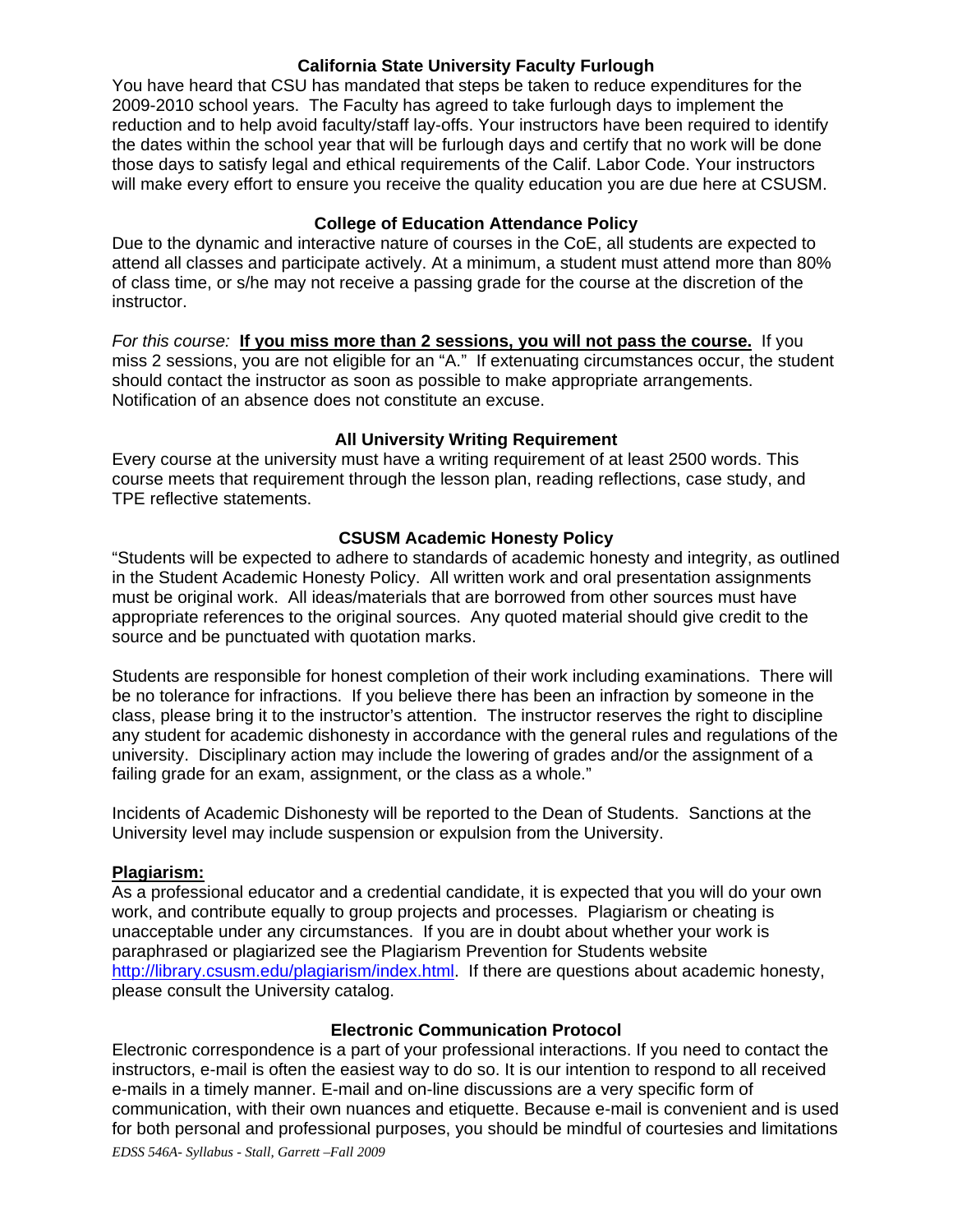## California State University Faculty Furlough

You have heard that CSU has mandated that steps be taken to reduce expenditures for the 2009-2010 school years. The Faculty has agreed to take furlough days to implement the reduction and to help avoid faculty/staff lay-offs. Your instructors have been required to identify the dates within the school year that will be furlough days and certify that no work will be done those days to satisfy legal and ethical requirements of the Calif. Labor Code. Your instructors will make every effort to ensure you receive the quality education you are due here at CSUSM.

## College of Education Attendance Policy

Due to the dynamic and interactive nature of courses in the CoE, all students are expected to attend all classes and participate actively. At a minimum, a student must attend more than 80% of class time, or s/he may not receive a passing grade for the course at the discretion of the instructor.

*For this course:* **<u>If you miss more than 2 sessions, you will not pass the course.</u>** If you miss 2 sessions, you are not eligible for an "A." If extenuating circumstances occur, the student should contact the instructor as soon as possible to make appropriate arrangements. Notification of an absence does not constitute an excuse.

## All University Writing Requirement

Every course at the university must have a writing requirement of at least 2500 words. This course meets that requirement through the lesson plan, reading reflections, case study, and TPE reflective statements.

## CSUSM Academic Honesty Policy

"Students will be expected to adhere to standards of academic honesty and integrity, as outlined in the Student Academic Honesty Policy. All written work and oral presentation assignments must be original work. All ideas/materials that are borrowed from other sources must have appropriate references to the original sources. Any quoted material should give credit to the source and be punctuated with quotation marks.

Students are responsible for honest completion of their work including examinations. There will be no tolerance for infractions. If you believe there has been an infraction by someone in the class, please bring it to the instructor's attention. The instructor reserves the right to discipline any student for academic dishonesty in accordance with the general rules and regulations of the university. Disciplinary action may include the lowering of grades and/or the assignment of a failing grade for an exam, assignment, or the class as a whole."

Incidents of Academic Dishonesty will be reported to the Dean of Students. Sanctions at the University level may include suspension or expulsion from the University.

**<u>Plagiarism:</u>**

As a professional educator and a credential candidate, it is expected that you will do your own work, and contribute equally to group projects and processes. Plagiarism or cheating is unacceptable under any circumstances. If you are in doubt about whether your work is paraphrased or plagiarized see the Plagiarism Prevention for Students website http://library.csusm.edu/plagiarism/index.html. If there are questions about academic honesty, please consult the University catalog.

## Electronic Communication Protocol

Electronic correspondence is a part of your professional interactions. If you need to contact the instructors, e-mail is often the easiest way to do so. It is our intention to respond to all received e-mails in a timely manner. E-mail and on-line discussions are a very specific form of communication, with their own nuances and etiquette. Because e-mail is convenient and is used for both personal and professional purposes, you should be mindful of courtesies and limitations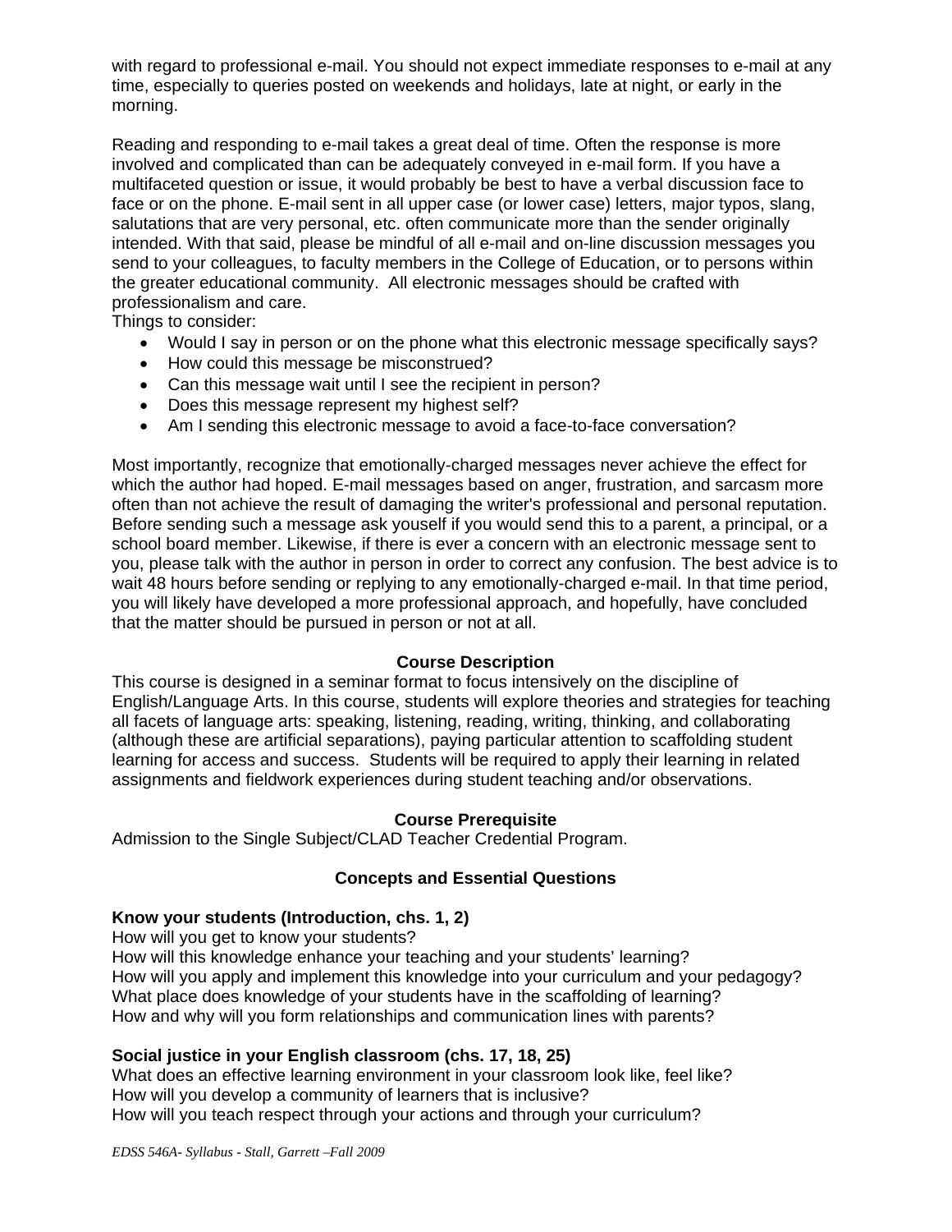with regard to professional e-mail. You should not expect immediate responses to e-mail at any time, especially to queries posted on weekends and holidays, late at night, or early in the morning.

Reading and responding to e-mail takes a great deal of time. Often the response is more involved and complicated than can be adequately conveyed in e-mail form. If you have a multifaceted question or issue, it would probably be best to have a verbal discussion face to face or on the phone. E-mail sent in all upper case (or lower case) letters, major typos, slang, salutations that are very personal, etc. often communicate more than the sender originally intended. With that said, please be mindful of all e-mail and on-line discussion messages you send to your colleagues, to faculty members in the College of Education, or to persons within the greater educational community. All electronic messages should be crafted with professionalism and care.

Things to consider:

- Would I say in person or on the phone what this electronic message specifically says?
- How could this message be misconstrued?
- Can this message wait until I see the recipient in person?
- Does this message represent my highest self?
- Am I sending this electronic message to avoid a face-to-face conversation?

Most importantly, recognize that emotionally-charged messages never achieve the effect for which the author had hoped. E-mail messages based on anger, frustration, and sarcasm more often than not achieve the result of damaging the writer's professional and personal reputation. Before sending such a message ask youself if you would send this to a parent, a principal, or a school board member. Likewise, if there is ever a concern with an electronic message sent to you, please talk with the author in person in order to correct any confusion. The best advice is to wait 48 hours before sending or replying to any emotionally-charged e-mail. In that time period, you will likely have developed a more professional approach, and hopefully, have concluded that the matter should be pursued in person or not at all.

## Course Description

This course is designed in a seminar format to focus intensively on the discipline of English/Language Arts. In this course, students will explore theories and strategies for teaching all facets of language arts: speaking, listening, reading, writing, thinking, and collaborating (although these are artificial separations), paying particular attention to scaffolding student learning for access and success. Students will be required to apply their learning in related assignments and fieldwork experiences during student teaching and/or observations.

## Course Prerequisite

Admission to the Single Subject/CLAD Teacher Credential Program.

## Concepts and Essential Questions

**Know your students (Introduction, chs. 1, 2)**

How will you get to know your students?
How will this knowledge enhance your teaching and your students' learning?
How will you apply and implement this knowledge into your curriculum and your pedagogy?
What place does knowledge of your students have in the scaffolding of learning?
How and why will you form relationships and communication lines with parents?

**Social justice in your English classroom (chs. 17, 18, 25)**

What does an effective learning environment in your classroom look like, feel like?
How will you develop a community of learners that is inclusive?
How will you teach respect through your actions and through your curriculum?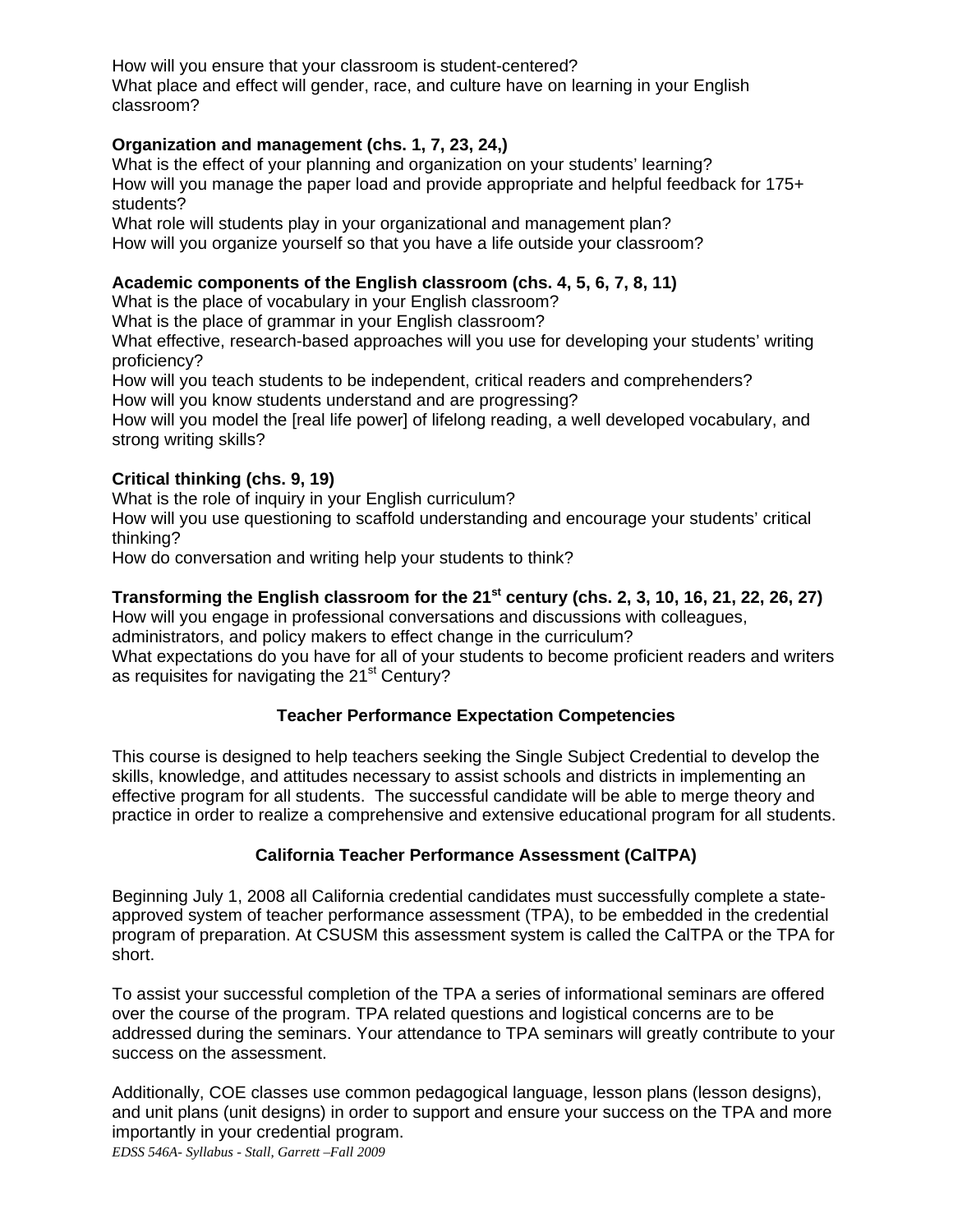How will you ensure that your classroom is student-centered?
What place and effect will gender, race, and culture have on learning in your English classroom?

**Organization and management (chs. 1, 7, 23, 24,)**
What is the effect of your planning and organization on your students' learning?
How will you manage the paper load and provide appropriate and helpful feedback for 175+ students?
What role will students play in your organizational and management plan?
How will you organize yourself so that you have a life outside your classroom?

**Academic components of the English classroom (chs. 4, 5, 6, 7, 8, 11)**
What is the place of vocabulary in your English classroom?
What is the place of grammar in your English classroom?
What effective, research-based approaches will you use for developing your students' writing proficiency?
How will you teach students to be independent, critical readers and comprehenders?
How will you know students understand and are progressing?
How will you model the [real life power] of lifelong reading, a well developed vocabulary, and strong writing skills?

**Critical thinking (chs. 9, 19)**
What is the role of inquiry in your English curriculum?
How will you use questioning to scaffold understanding and encourage your students' critical thinking?
How do conversation and writing help your students to think?

**Transforming the English classroom for the 21st century (chs. 2, 3, 10, 16, 21, 22, 26, 27)**
How will you engage in professional conversations and discussions with colleagues, administrators, and policy makers to effect change in the curriculum?
What expectations do you have for all of your students to become proficient readers and writers as requisites for navigating the 21st Century?

## Teacher Performance Expectation Competencies

This course is designed to help teachers seeking the Single Subject Credential to develop the skills, knowledge, and attitudes necessary to assist schools and districts in implementing an effective program for all students. The successful candidate will be able to merge theory and practice in order to realize a comprehensive and extensive educational program for all students.

## California Teacher Performance Assessment (CalTPA)

Beginning July 1, 2008 all California credential candidates must successfully complete a state-approved system of teacher performance assessment (TPA), to be embedded in the credential program of preparation. At CSUSM this assessment system is called the CalTPA or the TPA for short.

To assist your successful completion of the TPA a series of informational seminars are offered over the course of the program. TPA related questions and logistical concerns are to be addressed during the seminars. Your attendance to TPA seminars will greatly contribute to your success on the assessment.

Additionally, COE classes use common pedagogical language, lesson plans (lesson designs), and unit plans (unit designs) in order to support and ensure your success on the TPA and more importantly in your credential program.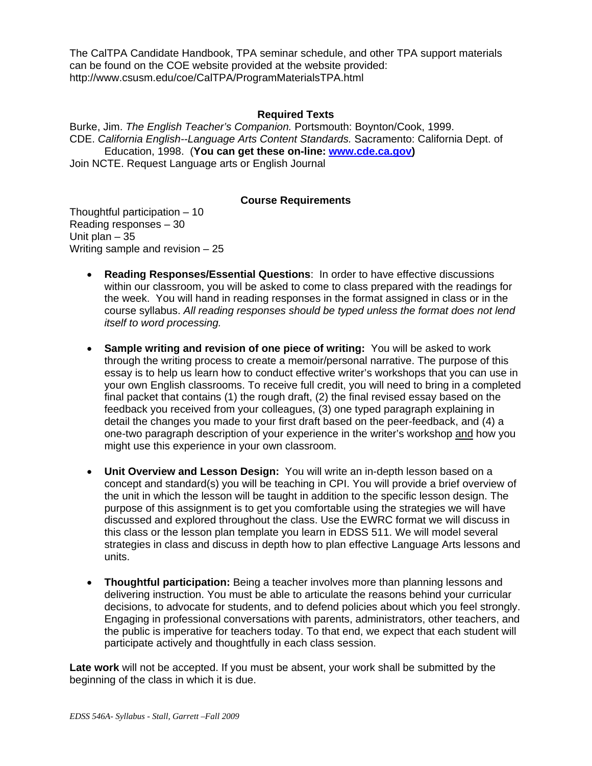The CalTPA Candidate Handbook, TPA seminar schedule, and other TPA support materials can be found on the COE website provided at the website provided: http://www.csusm.edu/coe/CalTPA/ProgramMaterialsTPA.html

**Required Texts**

Burke, Jim. *The English Teacher's Companion.* Portsmouth: Boynton/Cook, 1999.
CDE. *California English--Language Arts Content Standards.* Sacramento: California Dept. of Education, 1998. (**You can get these on-line: [www.cde.ca.gov](http://www.cde.ca.gov))**
Join NCTE. Request Language arts or English Journal

**Course Requirements**

Thoughtful participation – 10
Reading responses – 30
Unit plan – 35
Writing sample and revision – 25

- **Reading Responses/Essential Questions**: In order to have effective discussions within our classroom, you will be asked to come to class prepared with the readings for the week. You will hand in reading responses in the format assigned in class or in the course syllabus. *All reading responses should be typed unless the format does not lend itself to word processing.*

- **Sample writing and revision of one piece of writing:** You will be asked to work through the writing process to create a memoir/personal narrative. The purpose of this essay is to help us learn how to conduct effective writer's workshops that you can use in your own English classrooms. To receive full credit, you will need to bring in a completed final packet that contains (1) the rough draft, (2) the final revised essay based on the feedback you received from your colleagues, (3) one typed paragraph explaining in detail the changes you made to your first draft based on the peer-feedback, and (4) a one-two paragraph description of your experience in the writer's workshop and how you might use this experience in your own classroom.

- **Unit Overview and Lesson Design:** You will write an in-depth lesson based on a concept and standard(s) you will be teaching in CPI. You will provide a brief overview of the unit in which the lesson will be taught in addition to the specific lesson design. The purpose of this assignment is to get you comfortable using the strategies we will have discussed and explored throughout the class. Use the EWRC format we will discuss in this class or the lesson plan template you learn in EDSS 511. We will model several strategies in class and discuss in depth how to plan effective Language Arts lessons and units.

- **Thoughtful participation:** Being a teacher involves more than planning lessons and delivering instruction. You must be able to articulate the reasons behind your curricular decisions, to advocate for students, and to defend policies about which you feel strongly. Engaging in professional conversations with parents, administrators, other teachers, and the public is imperative for teachers today. To that end, we expect that each student will participate actively and thoughtfully in each class session.

**Late work** will not be accepted. If you must be absent, your work shall be submitted by the beginning of the class in which it is due.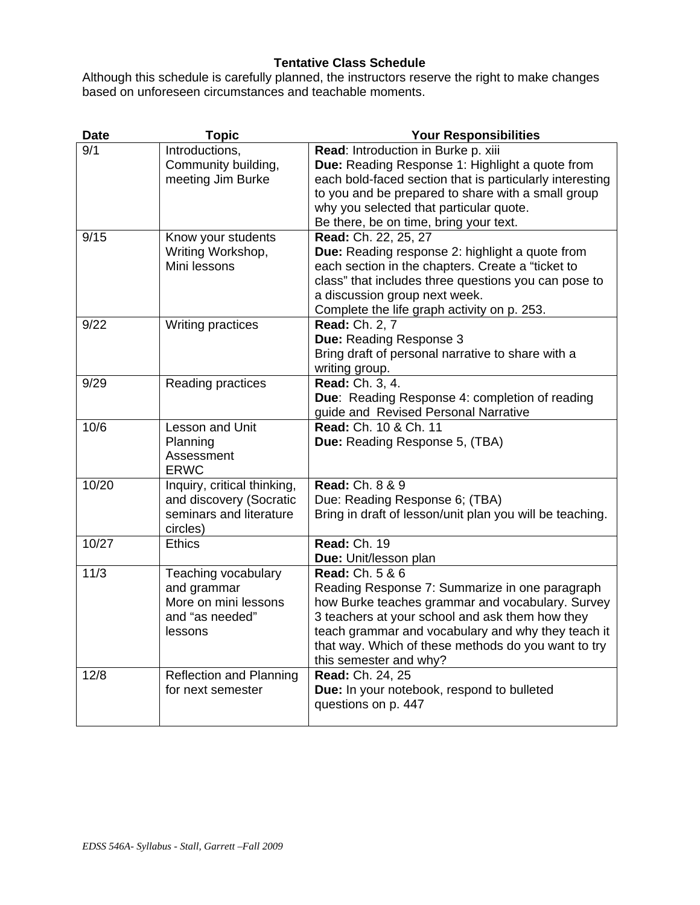### Tentative Class Schedule

Although this schedule is carefully planned, the instructors reserve the right to make changes based on unforeseen circumstances and teachable moments.

| Date | Topic | Your Responsibilities |
|---|---|---|
| 9/1 | Introductions, Community building, meeting Jim Burke | **Read**: Introduction in Burke p. xiii<br>**Due:** Reading Response 1: Highlight a quote from each bold-faced section that is particularly interesting to you and be prepared to share with a small group why you selected that particular quote.<br>Be there, be on time, bring your text. |
| 9/15 | Know your students Writing Workshop, Mini lessons | **Read:** Ch. 22, 25, 27<br>**Due:** Reading response 2: highlight a quote from each section in the chapters. Create a "ticket to class" that includes three questions you can pose to a discussion group next week.<br>Complete the life graph activity on p. 253. |
| 9/22 | Writing practices | **Read:** Ch. 2, 7<br>**Due:** Reading Response 3<br>Bring draft of personal narrative to share with a writing group. |
| 9/29 | Reading practices | **Read:** Ch. 3, 4.<br>**Due**: Reading Response 4: completion of reading guide and Revised Personal Narrative |
| 10/6 | Lesson and Unit Planning<br>Assessment<br>ERWC | **Read:** Ch. 10 & Ch. 11<br>**Due:** Reading Response 5, (TBA) |
| 10/20 | Inquiry, critical thinking, and discovery (Socratic seminars and literature circles) | **Read:** Ch. 8 & 9<br>Due: Reading Response 6; (TBA)<br>Bring in draft of lesson/unit plan you will be teaching. |
| 10/27 | Ethics | **Read:** Ch. 19<br>**Due:** Unit/lesson plan |
| 11/3 | Teaching vocabulary and grammar<br>More on mini lessons and "as needed" lessons | **Read:** Ch. 5 & 6<br>Reading Response 7: Summarize in one paragraph how Burke teaches grammar and vocabulary. Survey 3 teachers at your school and ask them how they teach grammar and vocabulary and why they teach it that way. Which of these methods do you want to try this semester and why? |
| 12/8 | Reflection and Planning for next semester | **Read:** Ch. 24, 25<br>**Due:** In your notebook, respond to bulleted questions on p. 447 |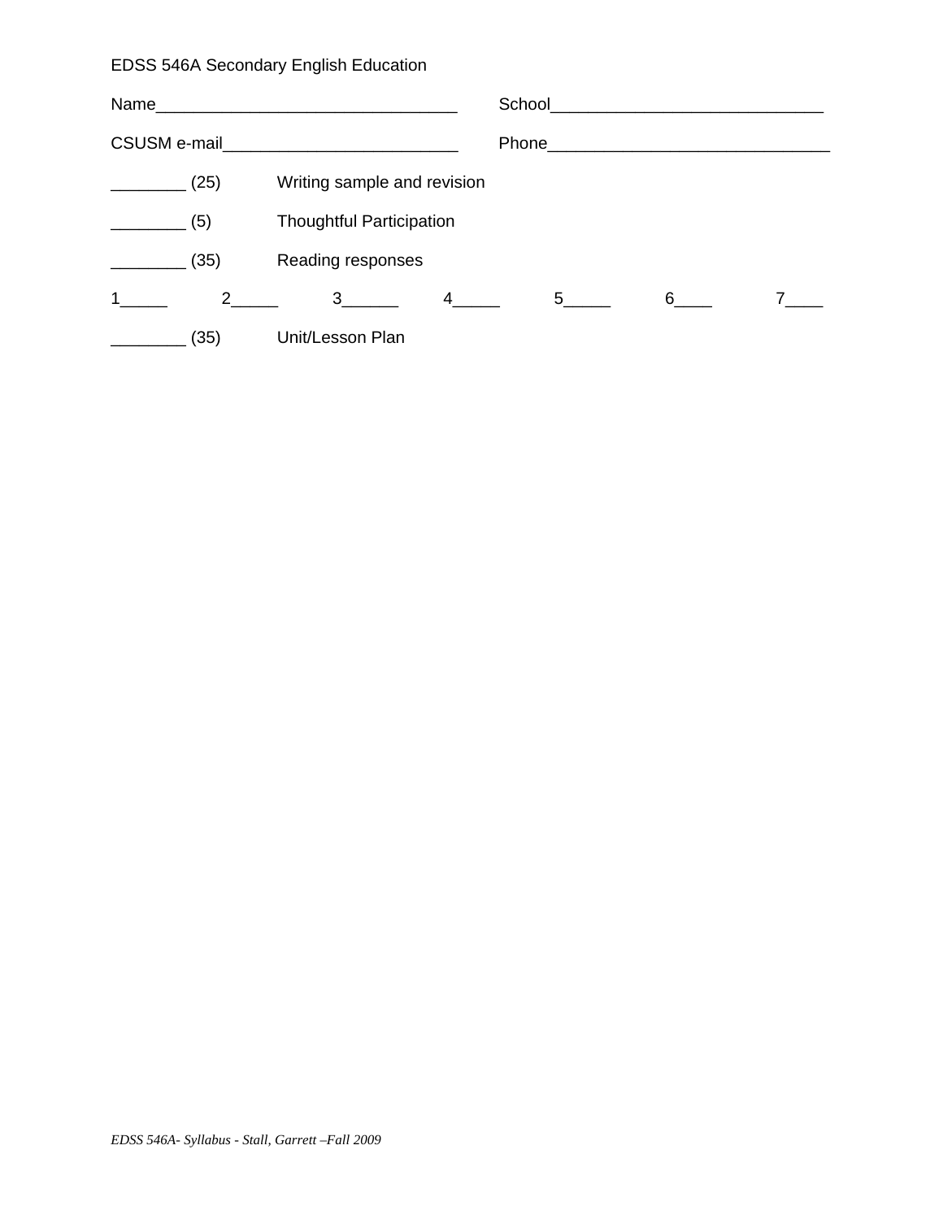EDSS 546A Secondary English Education

Name_______________________________ School_____________________________

CSUSM e-mail_________________________ Phone______________________________

________ (25) Writing sample and revision

________ (5) Thoughtful Participation

________ (35) Reading responses

1_____ 2_____ 3______ 4_____ 5_____ 6____ 7____

________ (35) Unit/Lesson Plan